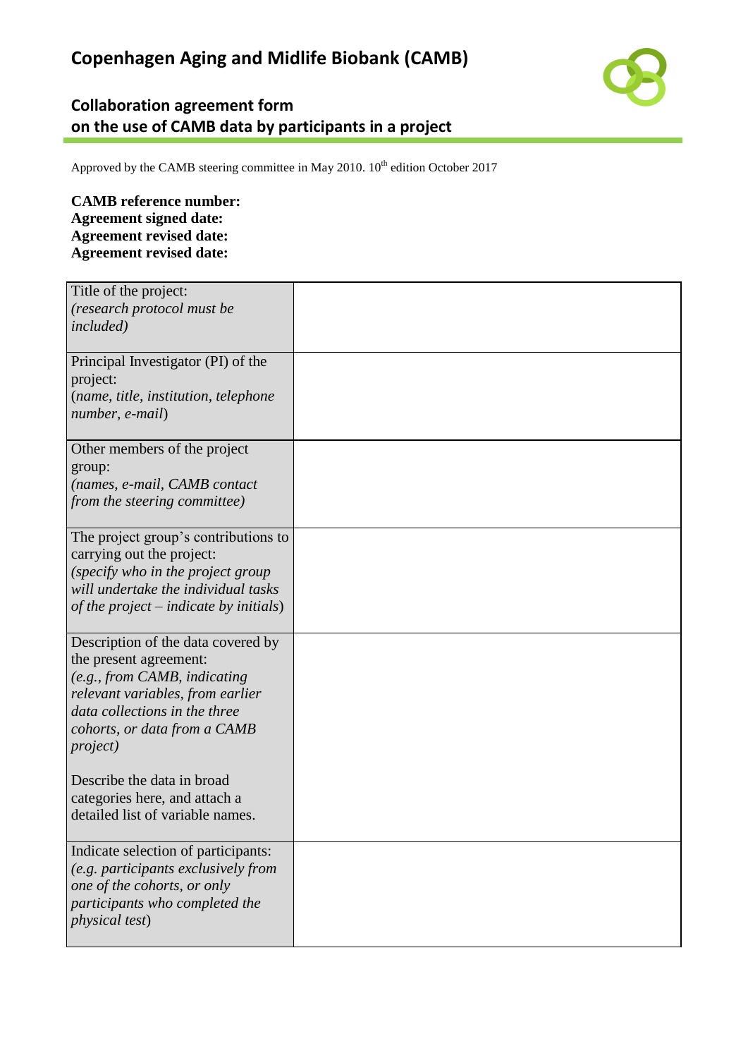# Copenhagen Aging and Midlife Biobank (CAMB)

## Collaboration agreement form on the use of CAMB data by participants in a project

Approved by the CAMB steering committee in May 2010. 10th edition October 2017

**CAMB reference number:**
**Agreement signed date:**
**Agreement revised date:**
**Agreement revised date:**

| | |
|---|---|
| Title of the project: *(research protocol must be included)* | |
| Principal Investigator (PI) of the project: (*name, title, institution, telephone number, e-mail*) | |
| Other members of the project group: *(names, e-mail, CAMB contact from the steering committee)* | |
| The project group's contributions to carrying out the project: *(specify who in the project group will undertake the individual tasks of the project – indicate by initials*) | |
| Description of the data covered by the present agreement: *(e.g., from CAMB, indicating relevant variables, from earlier data collections in the three cohorts, or data from a CAMB project)*<br><br>Describe the data in broad categories here, and attach a detailed list of variable names. | |
| Indicate selection of participants: *(e.g. participants exclusively from one of the cohorts, or only participants who completed the physical test*) | |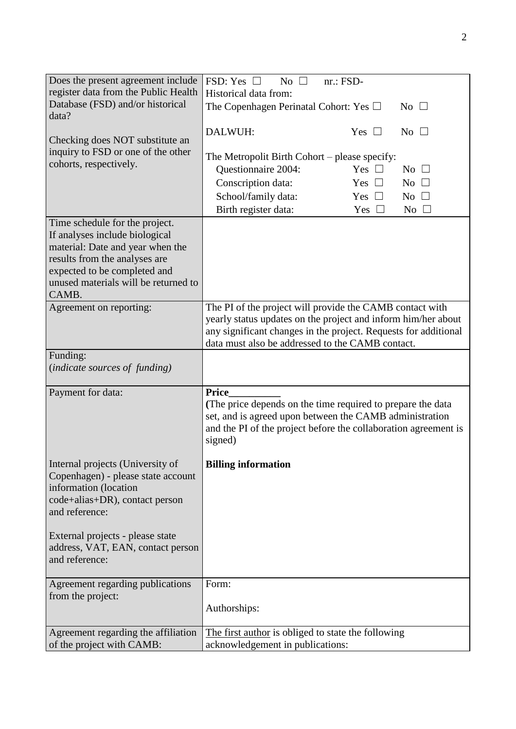| | |
|---|---|
| Does the present agreement include register data from the Public Health Database (FSD) and/or historical data?<br><br>Checking does NOT substitute an inquiry to FSD or one of the other cohorts, respectively. | FSD: Yes ☐ No ☐ nr.: FSD-<br>Historical data from:<br>The Copenhagen Perinatal Cohort: Yes ☐ No ☐<br><br>DALWUH: Yes ☐ No ☐<br><br>The Metropolit Birth Cohort – please specify:<br>Questionnaire 2004: Yes ☐ No ☐<br>Conscription data: Yes ☐ No ☐<br>School/family data: Yes ☐ No ☐<br>Birth register data: Yes ☐ No ☐ |
| Time schedule for the project.<br>If analyses include biological material: Date and year when the results from the analyses are expected to be completed and unused materials will be returned to CAMB. | |
| Agreement on reporting: | The PI of the project will provide the CAMB contact with yearly status updates on the project and inform him/her about any significant changes in the project. Requests for additional data must also be addressed to the CAMB contact. |
| Funding:<br>(*indicate sources of funding*) | |
| Payment for data:<br><br>Internal projects (University of Copenhagen) - please state account information (location code+alias+DR), contact person and reference:<br><br>External projects - please state address, VAT, EAN, contact person and reference: | **Price__________**<br>**(**The price depends on the time required to prepare the data set, and is agreed upon between the CAMB administration and the PI of the project before the collaboration agreement is signed)<br><br>**Billing information** |
| Agreement regarding publications from the project: | Form:<br><br>Authorships: |
| Agreement regarding the affiliation of the project with CAMB: | The first author is obliged to state the following acknowledgement in publications: |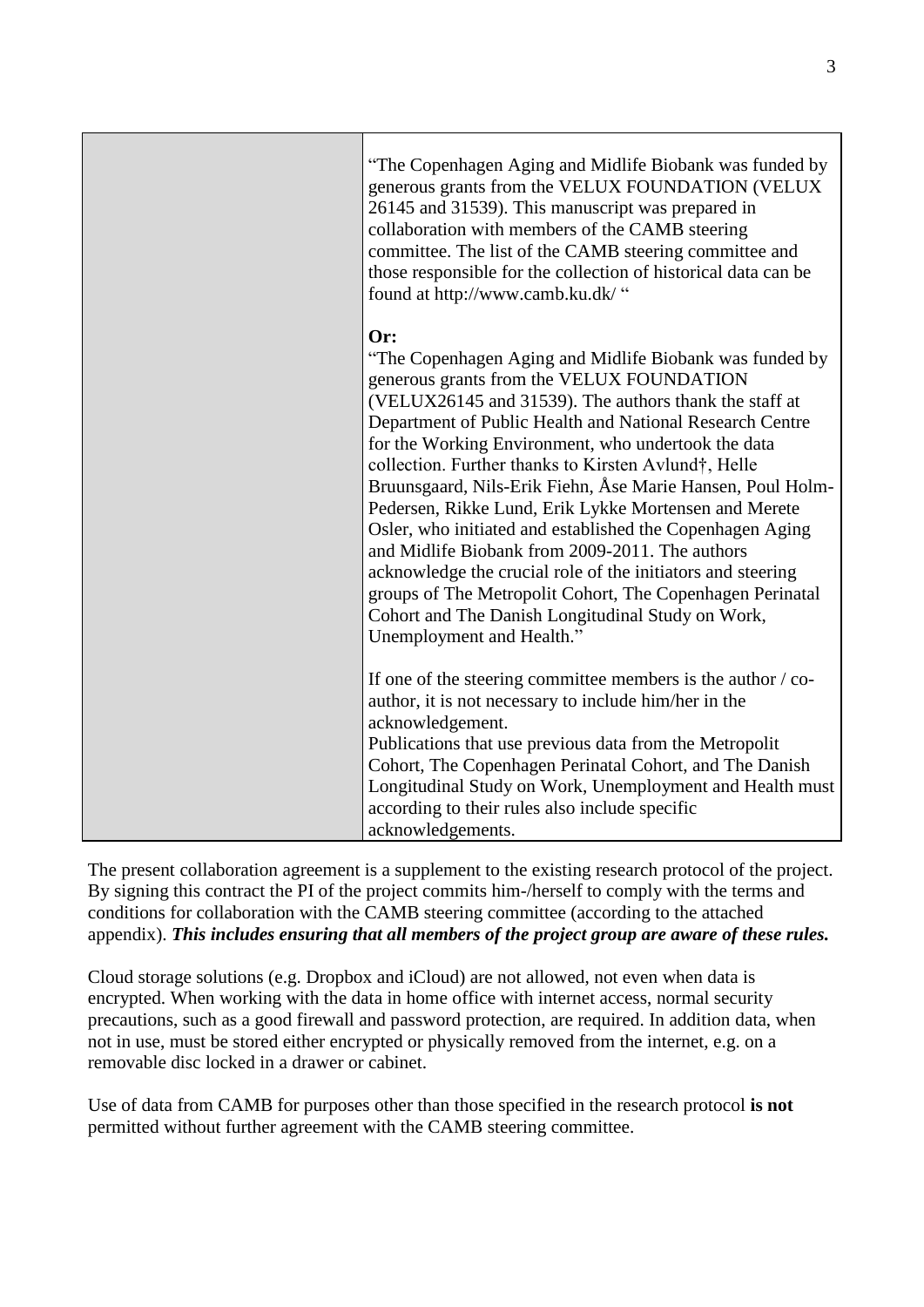| | |
|---|---|
| | "The Copenhagen Aging and Midlife Biobank was funded by generous grants from the VELUX FOUNDATION (VELUX 26145 and 31539). This manuscript was prepared in collaboration with members of the CAMB steering committee. The list of the CAMB steering committee and those responsible for the collection of historical data can be found at http://www.camb.ku.dk/ "<br><br>**Or:**<br>"The Copenhagen Aging and Midlife Biobank was funded by generous grants from the VELUX FOUNDATION (VELUX26145 and 31539). The authors thank the staff at Department of Public Health and National Research Centre for the Working Environment, who undertook the data collection. Further thanks to Kirsten Avlund†, Helle Bruunsgaard, Nils-Erik Fiehn, Åse Marie Hansen, Poul Holm-Pedersen, Rikke Lund, Erik Lykke Mortensen and Merete Osler, who initiated and established the Copenhagen Aging and Midlife Biobank from 2009-2011. The authors acknowledge the crucial role of the initiators and steering groups of The Metropolit Cohort, The Copenhagen Perinatal Cohort and The Danish Longitudinal Study on Work, Unemployment and Health."<br><br>If one of the steering committee members is the author / co-author, it is not necessary to include him/her in the acknowledgement.<br>Publications that use previous data from the Metropolit Cohort, The Copenhagen Perinatal Cohort, and The Danish Longitudinal Study on Work, Unemployment and Health must according to their rules also include specific acknowledgements. |

The present collaboration agreement is a supplement to the existing research protocol of the project. By signing this contract the PI of the project commits him-/herself to comply with the terms and conditions for collaboration with the CAMB steering committee (according to the attached appendix). ***This includes ensuring that all members of the project group are aware of these rules.***

Cloud storage solutions (e.g. Dropbox and iCloud) are not allowed, not even when data is encrypted. When working with the data in home office with internet access, normal security precautions, such as a good firewall and password protection, are required. In addition data, when not in use, must be stored either encrypted or physically removed from the internet, e.g. on a removable disc locked in a drawer or cabinet.

Use of data from CAMB for purposes other than those specified in the research protocol **is not** permitted without further agreement with the CAMB steering committee.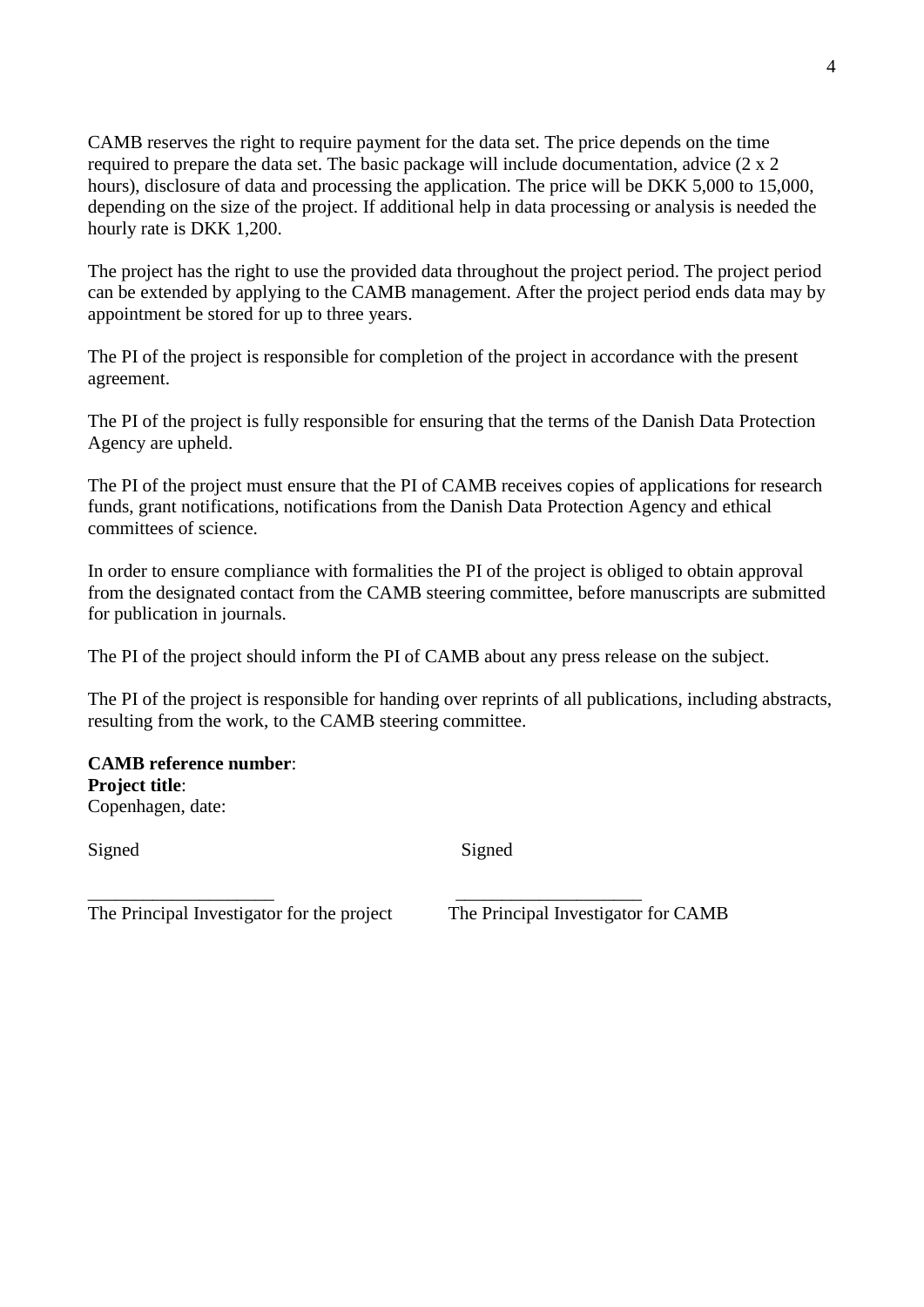CAMB reserves the right to require payment for the data set. The price depends on the time required to prepare the data set. The basic package will include documentation, advice (2 x 2 hours), disclosure of data and processing the application. The price will be DKK 5,000 to 15,000, depending on the size of the project. If additional help in data processing or analysis is needed the hourly rate is DKK 1,200.

The project has the right to use the provided data throughout the project period. The project period can be extended by applying to the CAMB management. After the project period ends data may by appointment be stored for up to three years.

The PI of the project is responsible for completion of the project in accordance with the present agreement.

The PI of the project is fully responsible for ensuring that the terms of the Danish Data Protection Agency are upheld.

The PI of the project must ensure that the PI of CAMB receives copies of applications for research funds, grant notifications, notifications from the Danish Data Protection Agency and ethical committees of science.

In order to ensure compliance with formalities the PI of the project is obliged to obtain approval from the designated contact from the CAMB steering committee, before manuscripts are submitted for publication in journals.

The PI of the project should inform the PI of CAMB about any press release on the subject.

The PI of the project is responsible for handing over reprints of all publications, including abstracts, resulting from the work, to the CAMB steering committee.

**CAMB reference number**:
**Project title**:
Copenhagen, date:

Signed                                                    Signed

___________________                    ___________________
The Principal Investigator for the project          The Principal Investigator for CAMB